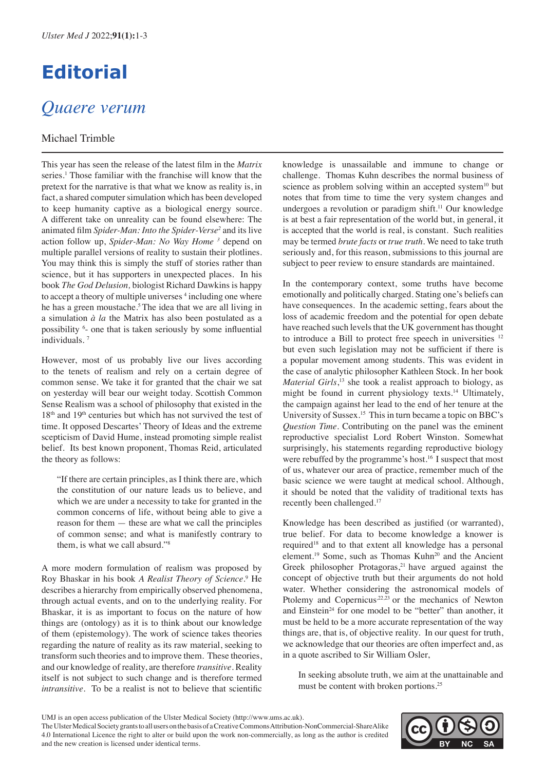# Editorial

## *Quaere verum*

Michael Trimble

This year has seen the release of the latest film in the *Matrix* series.[1] Those familiar with the franchise will know that the pretext for the narrative is that what we know as reality is, in fact, a shared computer simulation which has been developed to keep humanity captive as a biological energy source. A different take on unreality can be found elsewhere: The animated film *Spider-Man: Into the Spider-Verse*[2] and its live action follow up, *Spider-Man: No Way Home* [3] depend on multiple parallel versions of reality to sustain their plotlines. You may think this is simply the stuff of stories rather than science, but it has supporters in unexpected places. In his book *The God Delusion*, biologist Richard Dawkins is happy to accept a theory of multiple universes [4] including one where he has a green moustache.[5] The idea that we are all living in a simulation *à la* the Matrix has also been postulated as a possibility [6]- one that is taken seriously by some influential individuals. [7]

However, most of us probably live our lives according to the tenets of realism and rely on a certain degree of common sense. We take it for granted that the chair we sat on yesterday will bear our weight today. Scottish Common Sense Realism was a school of philosophy that existed in the 18th and 19th centuries but which has not survived the test of time. It opposed Descartes' Theory of Ideas and the extreme scepticism of David Hume, instead promoting simple realist belief. Its best known proponent, Thomas Reid, articulated the theory as follows:

> "If there are certain principles, as I think there are, which the constitution of our nature leads us to believe, and which we are under a necessity to take for granted in the common concerns of life, without being able to give a reason for them — these are what we call the principles of common sense; and what is manifestly contrary to them, is what we call absurd."[8]

A more modern formulation of realism was proposed by Roy Bhaskar in his book *A Realist Theory of Science*.[9] He describes a hierarchy from empirically observed phenomena, through actual events, and on to the underlying reality. For Bhaskar, it is as important to focus on the nature of how things are (ontology) as it is to think about our knowledge of them (epistemology). The work of science takes theories regarding the nature of reality as its raw material, seeking to transform such theories and to improve them. These theories, and our knowledge of reality, are therefore *transitive*. Reality itself is not subject to such change and is therefore termed *intransitive*. To be a realist is not to believe that scientific knowledge is unassailable and immune to change or challenge. Thomas Kuhn describes the normal business of science as problem solving within an accepted system[10] but notes that from time to time the very system changes and undergoes a revolution or paradigm shift.[11] Our knowledge is at best a fair representation of the world but, in general, it is accepted that the world is real, is constant. Such realities may be termed *brute facts* or *true truth*. We need to take truth seriously and, for this reason, submissions to this journal are subject to peer review to ensure standards are maintained.

In the contemporary context, some truths have become emotionally and politically charged. Stating one's beliefs can have consequences. In the academic setting, fears about the loss of academic freedom and the potential for open debate have reached such levels that the UK government has thought to introduce a Bill to protect free speech in universities [12] but even such legislation may not be sufficient if there is a popular movement among students. This was evident in the case of analytic philosopher Kathleen Stock. In her book *Material Girls*,[13] she took a realist approach to biology, as might be found in current physiology texts.[14] Ultimately, the campaign against her lead to the end of her tenure at the University of Sussex.[15] This in turn became a topic on BBC's *Question Time*. Contributing on the panel was the eminent reproductive specialist Lord Robert Winston. Somewhat surprisingly, his statements regarding reproductive biology were rebuffed by the programme's host.[16] I suspect that most of us, whatever our area of practice, remember much of the basic science we were taught at medical school. Although, it should be noted that the validity of traditional texts has recently been challenged.[17]

Knowledge has been described as justified (or warranted), true belief. For data to become knowledge a knower is required[18] and to that extent all knowledge has a personal element.[19] Some, such as Thomas Kuhn[20] and the Ancient Greek philosopher Protagoras,[21] have argued against the concept of objective truth but their arguments do not hold water. Whether considering the astronomical models of Ptolemy and Copernicus[22,23] or the mechanics of Newton and Einstein[24] for one model to be "better" than another, it must be held to be a more accurate representation of the way things are, that is, of objective reality. In our quest for truth, we acknowledge that our theories are often imperfect and, as in a quote ascribed to Sir William Osler,

> In seeking absolute truth, we aim at the unattainable and must be content with broken portions.[25]

UMJ is an open access publication of the Ulster Medical Society (http://www.ums.ac.uk).
The Ulster Medical Society grants to all users on the basis of a Creative Commons Attribution-NonCommercial-ShareAlike 4.0 International Licence the right to alter or build upon the work non-commercially, as long as the author is credited and the new creation is licensed under identical terms.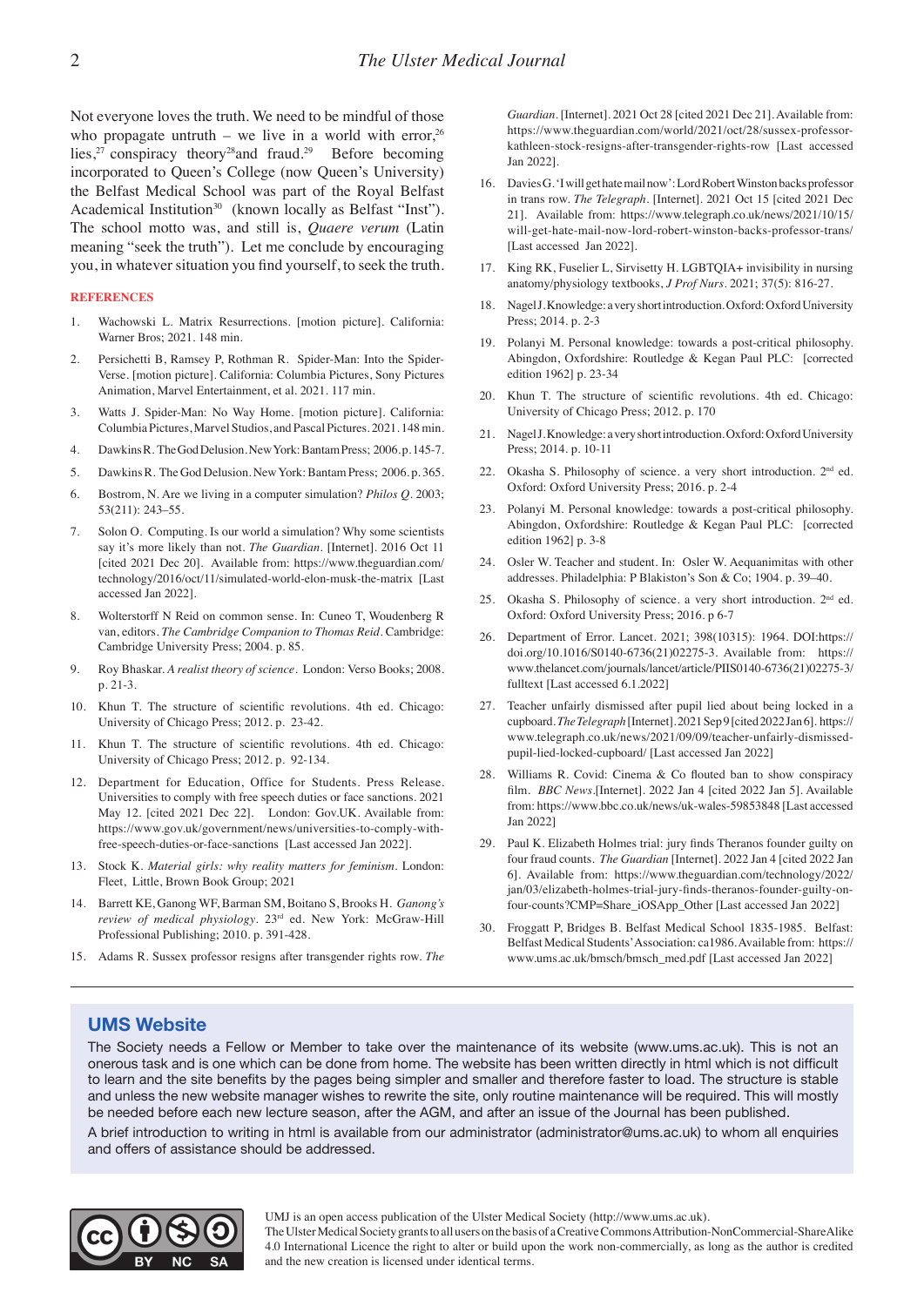Not everyone loves the truth. We need to be mindful of those who propagate untruth – we live in a world with error,[26] lies,[27] conspiracy theory[28]and fraud.[29] Before becoming incorporated to Queen's College (now Queen's University) the Belfast Medical School was part of the Royal Belfast Academical Institution[30] (known locally as Belfast "Inst"). The school motto was, and still is, *Quaere verum* (Latin meaning "seek the truth"). Let me conclude by encouraging you, in whatever situation you find yourself, to seek the truth.

## REFERENCES

1. Wachowski L. Matrix Resurrections. [motion picture]. California: Warner Bros; 2021. 148 min.
2. Persichetti B, Ramsey P, Rothman R. Spider-Man: Into the Spider-Verse. [motion picture]. California: Columbia Pictures, Sony Pictures Animation, Marvel Entertainment, et al. 2021. 117 min.
3. Watts J. Spider-Man: No Way Home. [motion picture]. California: Columbia Pictures, Marvel Studios, and Pascal Pictures. 2021. 148 min.
4. Dawkins R. The God Delusion. New York: Bantam Press; 2006. p. 145-7.
5. Dawkins R. The God Delusion. New York: Bantam Press; 2006. p. 365.
6. Bostrom, N. Are we living in a computer simulation? *Philos Q*. 2003; 53(211): 243–55.
7. Solon O. Computing. Is our world a simulation? Why some scientists say it's more likely than not. *The Guardian*. [Internet]. 2016 Oct 11 [cited 2021 Dec 20]. Available from: https://www.theguardian.com/technology/2016/oct/11/simulated-world-elon-musk-the-matrix [Last accessed Jan 2022].
8. Wolterstorff N Reid on common sense. In: Cuneo T, Woudenberg R van, editors. *The Cambridge Companion to Thomas Reid*. Cambridge: Cambridge University Press; 2004. p. 85.
9. Roy Bhaskar. *A realist theory of science*. London: Verso Books; 2008. p. 21-3.
10. Khun T. The structure of scientific revolutions. 4th ed. Chicago: University of Chicago Press; 2012. p. 23-42.
11. Khun T. The structure of scientific revolutions. 4th ed. Chicago: University of Chicago Press; 2012. p. 92-134.
12. Department for Education, Office for Students. Press Release. Universities to comply with free speech duties or face sanctions. 2021 May 12. [cited 2021 Dec 22]. London: Gov.UK. Available from: https://www.gov.uk/government/news/universities-to-comply-with-free-speech-duties-or-face-sanctions [Last accessed Jan 2022].
13. Stock K. *Material girls: why reality matters for feminism*. London: Fleet, Little, Brown Book Group; 2021
14. Barrett KE, Ganong WF, Barman SM, Boitano S, Brooks H. *Ganong's review of medical physiology*. 23rd ed. New York: McGraw-Hill Professional Publishing; 2010. p. 391-428.
15. Adams R. Sussex professor resigns after transgender rights row. *The Guardian*. [Internet]. 2021 Oct 28 [cited 2021 Dec 21]. Available from: https://www.theguardian.com/world/2021/oct/28/sussex-professor-kathleen-stock-resigns-after-transgender-rights-row [Last accessed Jan 2022].
16. Davies G. 'I will get hate mail now': Lord Robert Winston backs professor in trans row. *The Telegraph*. [Internet]. 2021 Oct 15 [cited 2021 Dec 21]. Available from: https://www.telegraph.co.uk/news/2021/10/15/will-get-hate-mail-now-lord-robert-winston-backs-professor-trans/ [Last accessed Jan 2022].
17. King RK, Fuselier L, Sirvisetty H. LGBTQIA+ invisibility in nursing anatomy/physiology textbooks, *J Prof Nurs*. 2021; 37(5): 816-27.
18. Nagel J. Knowledge: a very short introduction. Oxford: Oxford University Press; 2014. p. 2-3
19. Polanyi M. Personal knowledge: towards a post-critical philosophy. Abingdon, Oxfordshire: Routledge & Kegan Paul PLC: [corrected edition 1962] p. 23-34
20. Khun T. The structure of scientific revolutions. 4th ed. Chicago: University of Chicago Press; 2012. p. 170
21. Nagel J. Knowledge: a very short introduction. Oxford: Oxford University Press; 2014. p. 10-11
22. Okasha S. Philosophy of science. a very short introduction. 2nd ed. Oxford: Oxford University Press; 2016. p. 2-4
23. Polanyi M. Personal knowledge: towards a post-critical philosophy. Abingdon, Oxfordshire: Routledge & Kegan Paul PLC: [corrected edition 1962] p. 3-8
24. Osler W. Teacher and student. In: Osler W. Aequanimitas with other addresses. Philadelphia: P Blakiston's Son & Co; 1904. p. 39–40.
25. Okasha S. Philosophy of science. a very short introduction. 2nd ed. Oxford: Oxford University Press; 2016. p 6-7
26. Department of Error. Lancet. 2021; 398(10315): 1964. DOI:https://doi.org/10.1016/S0140-6736(21)02275-3. Available from: https://www.thelancet.com/journals/lancet/article/PIIS0140-6736(21)02275-3/fulltext [Last accessed 6.1.2022]
27. Teacher unfairly dismissed after pupil lied about being locked in a cupboard. *The Telegraph* [Internet]. 2021 Sep 9 [cited 2022 Jan 6]. https://www.telegraph.co.uk/news/2021/09/09/teacher-unfairly-dismissed-pupil-lied-locked-cupboard/ [Last accessed Jan 2022]
28. Williams R. Covid: Cinema & Co flouted ban to show conspiracy film. *BBC News*.[Internet]. 2022 Jan 4 [cited 2022 Jan 5]. Available from: https://www.bbc.co.uk/news/uk-wales-59853848 [Last accessed Jan 2022]
29. Paul K. Elizabeth Holmes trial: jury finds Theranos founder guilty on four fraud counts. *The Guardian* [Internet]. 2022 Jan 4 [cited 2022 Jan 6]. Available from: https://www.theguardian.com/technology/2022/jan/03/elizabeth-holmes-trial-jury-finds-theranos-founder-guilty-on-four-counts?CMP=Share_iOSApp_Other [Last accessed Jan 2022]
30. Froggatt P, Bridges B. Belfast Medical School 1835-1985. Belfast: Belfast Medical Students' Association: ca1986. Available from: https://www.ums.ac.uk/bmsch/bmsch_med.pdf [Last accessed Jan 2022]

## UMS Website

The Society needs a Fellow or Member to take over the maintenance of its website (www.ums.ac.uk). This is not an onerous task and is one which can be done from home. The website has been written directly in html which is not difficult to learn and the site benefits by the pages being simpler and smaller and therefore faster to load. The structure is stable and unless the new website manager wishes to rewrite the site, only routine maintenance will be required. This will mostly be needed before each new lecture season, after the AGM, and after an issue of the Journal has been published.

A brief introduction to writing in html is available from our administrator (administrator@ums.ac.uk) to whom all enquiries and offers of assistance should be addressed.

UMJ is an open access publication of the Ulster Medical Society (http://www.ums.ac.uk).
The Ulster Medical Society grants to all users on the basis of a Creative Commons Attribution-NonCommercial-ShareAlike 4.0 International Licence the right to alter or build upon the work non-commercially, as long as the author is credited and the new creation is licensed under identical terms.